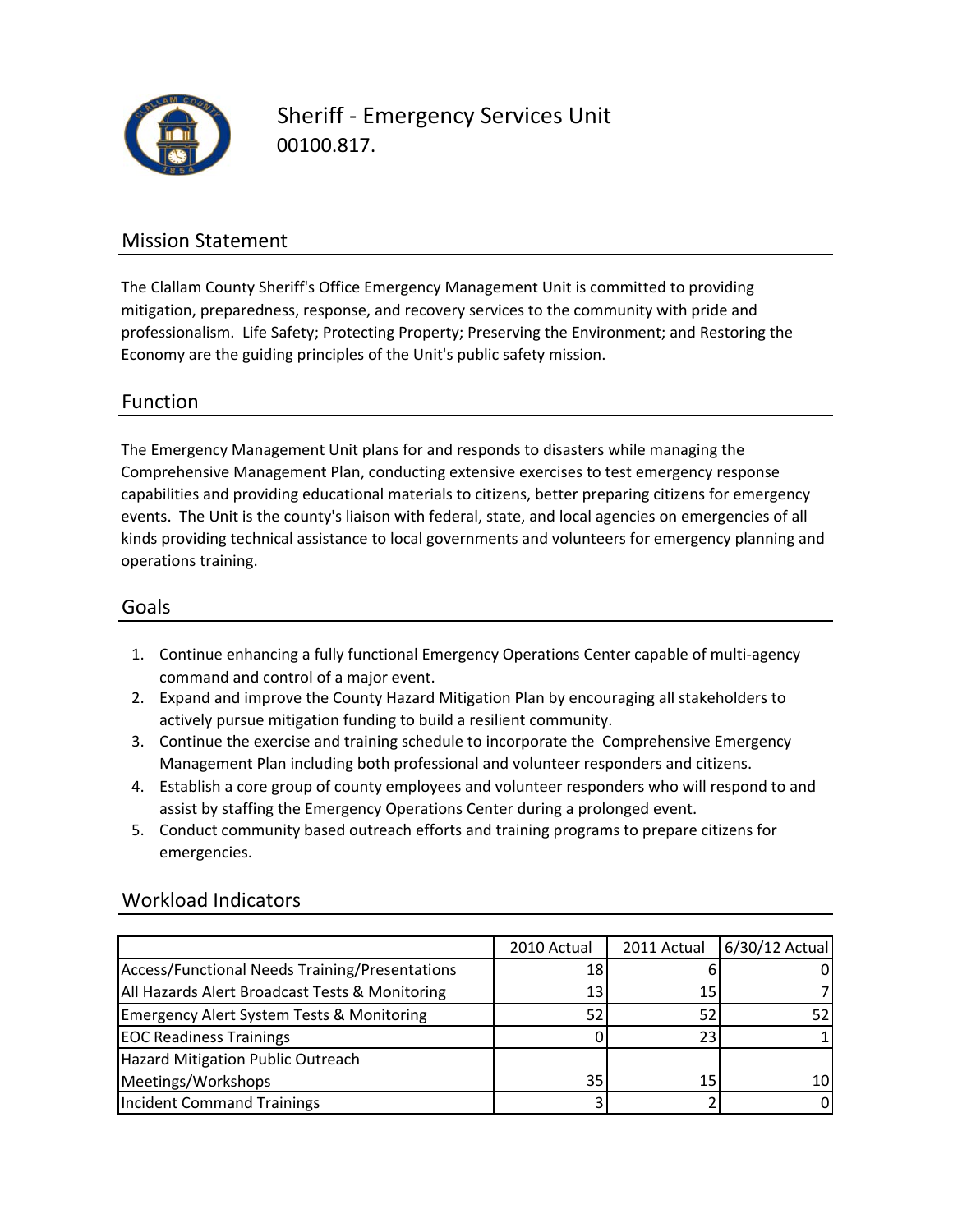# Sheriff - Emergency Services Unit

00100.817.

## Mission Statement

The Clallam County Sheriff's Office Emergency Management Unit is committed to providing mitigation, preparedness, response, and recovery services to the community with pride and professionalism. Life Safety; Protecting Property; Preserving the Environment; and Restoring the Economy are the guiding principles of the Unit's public safety mission.

## Function

The Emergency Management Unit plans for and responds to disasters while managing the Comprehensive Management Plan, conducting extensive exercises to test emergency response capabilities and providing educational materials to citizens, better preparing citizens for emergency events. The Unit is the county's liaison with federal, state, and local agencies on emergencies of all kinds providing technical assistance to local governments and volunteers for emergency planning and operations training.

## Goals

1. Continue enhancing a fully functional Emergency Operations Center capable of multi-agency command and control of a major event.
2. Expand and improve the County Hazard Mitigation Plan by encouraging all stakeholders to actively pursue mitigation funding to build a resilient community.
3. Continue the exercise and training schedule to incorporate the Comprehensive Emergency Management Plan including both professional and volunteer responders and citizens.
4. Establish a core group of county employees and volunteer responders who will respond to and assist by staffing the Emergency Operations Center during a prolonged event.
5. Conduct community based outreach efforts and training programs to prepare citizens for emergencies.

## Workload Indicators

| | 2010 Actual | 2011 Actual | 6/30/12 Actual |
|---|---|---|---|
| Access/Functional Needs Training/Presentations | 18 | 6 | 0 |
| All Hazards Alert Broadcast Tests & Monitoring | 13 | 15 | 7 |
| Emergency Alert System Tests & Monitoring | 52 | 52 | 52 |
| EOC Readiness Trainings | 0 | 23 | 1 |
| Hazard Mitigation Public Outreach Meetings/Workshops | 35 | 15 | 10 |
| Incident Command Trainings | 3 | 2 | 0 |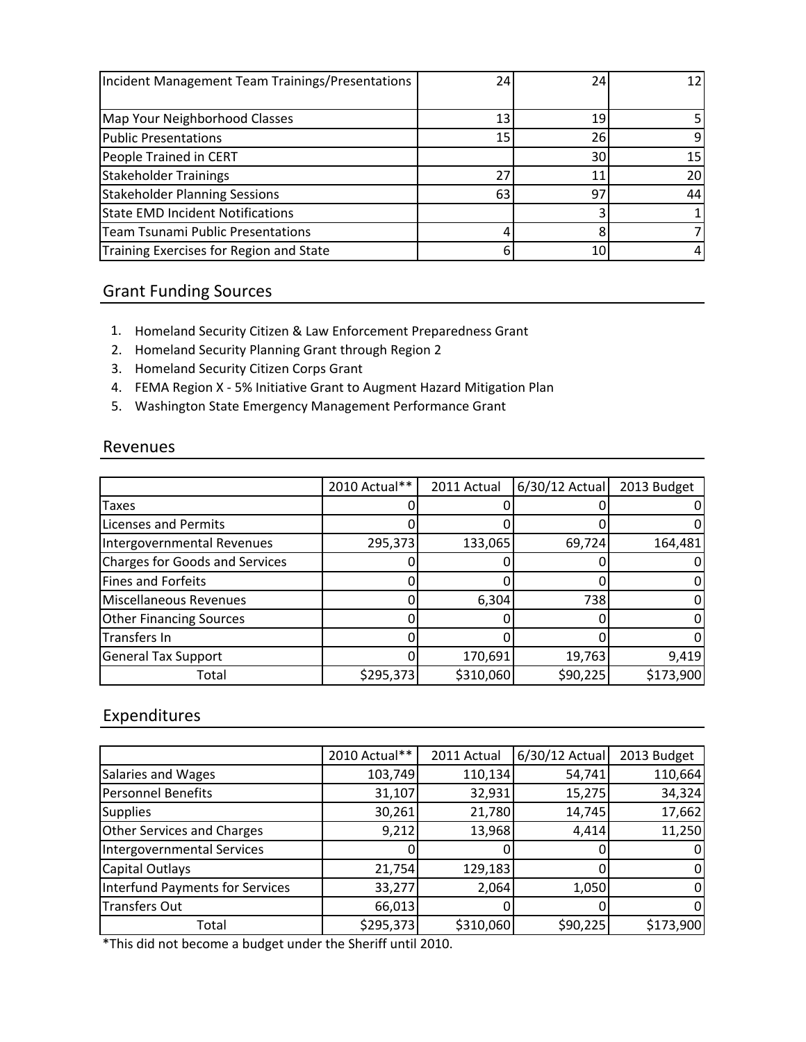| | | | |
|---|---|---|---|
| Incident Management Team Trainings/Presentations | 24 | 24 | 12 |
| Map Your Neighborhood Classes | 13 | 19 | 5 |
| Public Presentations | 15 | 26 | 9 |
| People Trained in CERT | | 30 | 15 |
| Stakeholder Trainings | 27 | 11 | 20 |
| Stakeholder Planning Sessions | 63 | 97 | 44 |
| State EMD Incident Notifications | | 3 | 1 |
| Team Tsunami Public Presentations | 4 | 8 | 7 |
| Training Exercises for Region and State | 6 | 10 | 4 |

## Grant Funding Sources

1. Homeland Security Citizen & Law Enforcement Preparedness Grant
2. Homeland Security Planning Grant through Region 2
3. Homeland Security Citizen Corps Grant
4. FEMA Region X - 5% Initiative Grant to Augment Hazard Mitigation Plan
5. Washington State Emergency Management Performance Grant

## Revenues

| | 2010 Actual** | 2011 Actual | 6/30/12 Actual | 2013 Budget |
|---|---|---|---|---|
| Taxes | 0 | 0 | 0 | 0 |
| Licenses and Permits | 0 | 0 | 0 | 0 |
| Intergovernmental Revenues | 295,373 | 133,065 | 69,724 | 164,481 |
| Charges for Goods and Services | 0 | 0 | 0 | 0 |
| Fines and Forfeits | 0 | 0 | 0 | 0 |
| Miscellaneous Revenues | 0 | 6,304 | 738 | 0 |
| Other Financing Sources | 0 | 0 | 0 | 0 |
| Transfers In | 0 | 0 | 0 | 0 |
| General Tax Support | 0 | 170,691 | 19,763 | 9,419 |
| Total | $295,373 | $310,060 | $90,225 | $173,900 |

## Expenditures

| | 2010 Actual** | 2011 Actual | 6/30/12 Actual | 2013 Budget |
|---|---|---|---|---|
| Salaries and Wages | 103,749 | 110,134 | 54,741 | 110,664 |
| Personnel Benefits | 31,107 | 32,931 | 15,275 | 34,324 |
| Supplies | 30,261 | 21,780 | 14,745 | 17,662 |
| Other Services and Charges | 9,212 | 13,968 | 4,414 | 11,250 |
| Intergovernmental Services | 0 | 0 | 0 | 0 |
| Capital Outlays | 21,754 | 129,183 | 0 | 0 |
| Interfund Payments for Services | 33,277 | 2,064 | 1,050 | 0 |
| Transfers Out | 66,013 | 0 | 0 | 0 |
| Total | $295,373 | $310,060 | $90,225 | $173,900 |

*This did not become a budget under the Sheriff until 2010.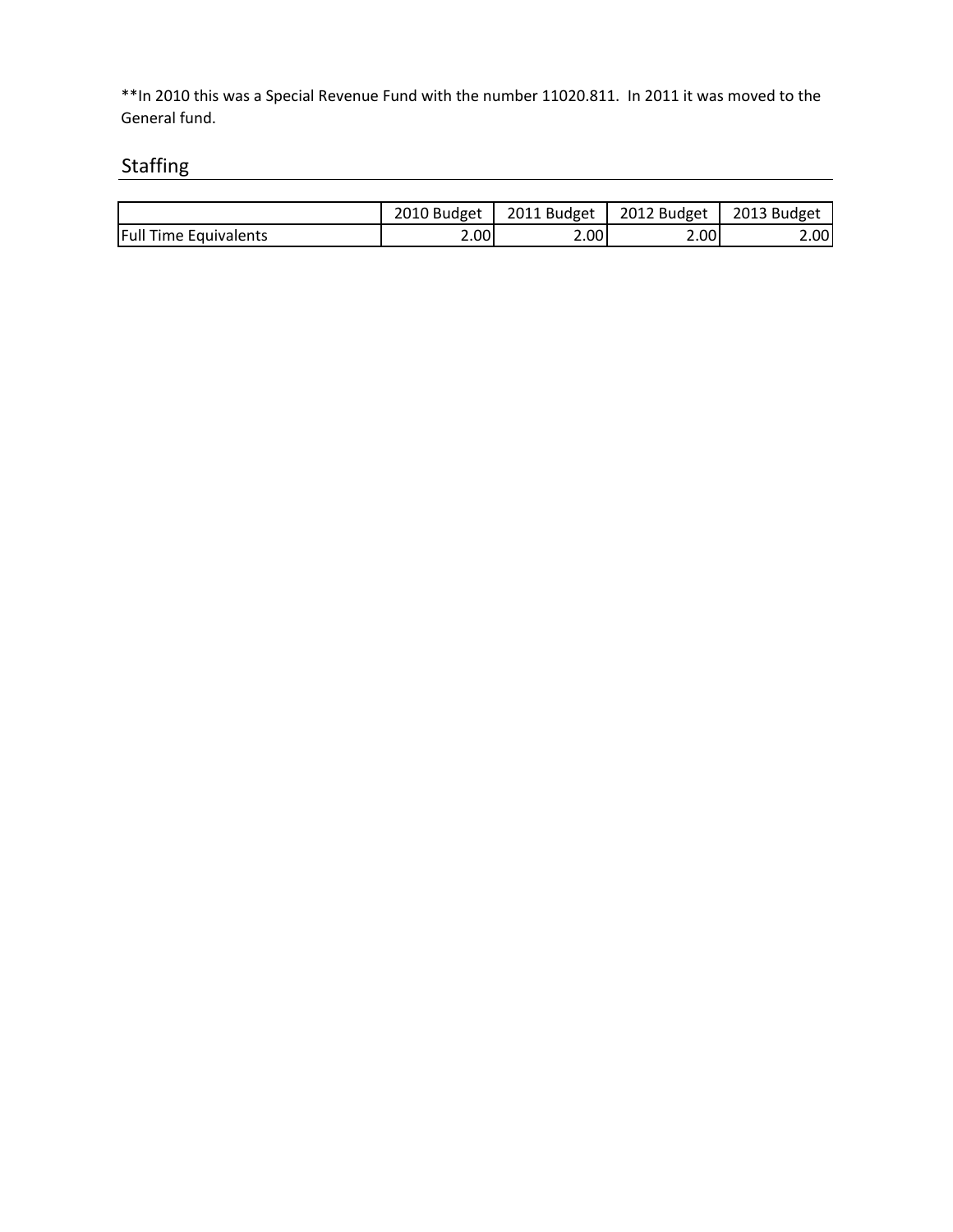**In 2010 this was a Special Revenue Fund with the number 11020.811.  In 2011 it was moved to the General fund.

## Staffing

| | 2010 Budget | 2011 Budget | 2012 Budget | 2013 Budget |
|---|---|---|---|---|
| Full Time Equivalents | 2.00 | 2.00 | 2.00 | 2.00 |